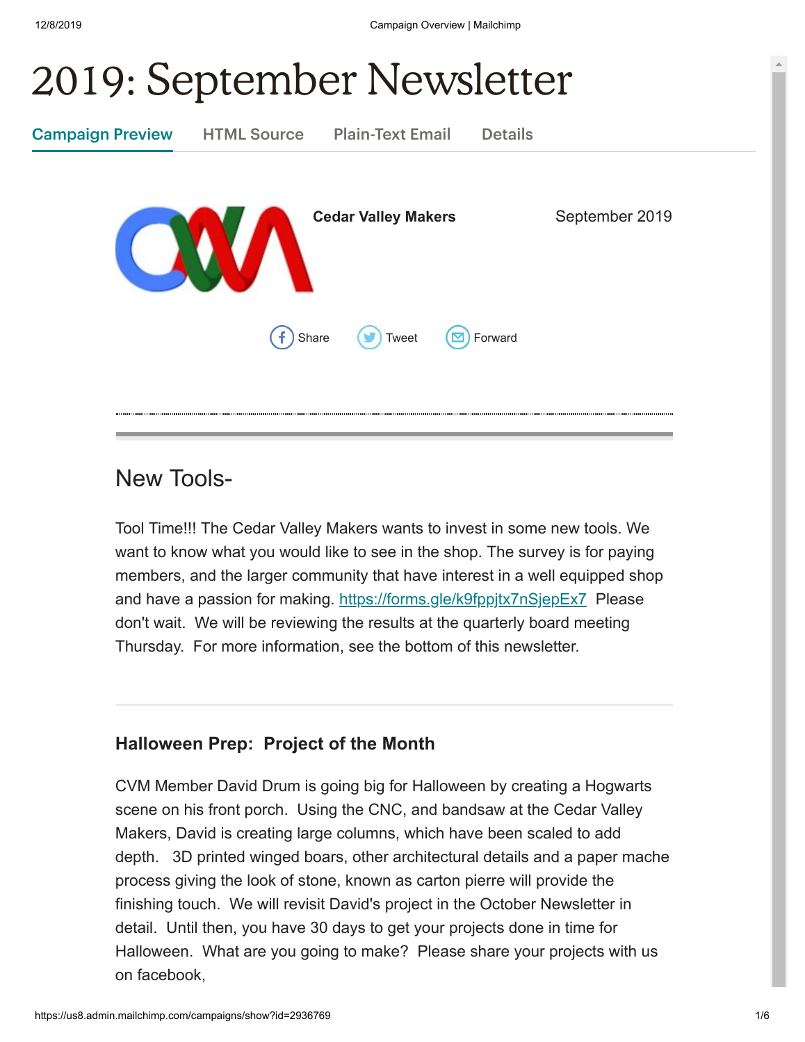# 2019: September Newsletter

Campaign Preview | HTML Source | Plain-Text Email | Details

**Cedar Valley Makers** September 2019

Share Tweet Forward

---

## New Tools-

Tool Time!!! The Cedar Valley Makers wants to invest in some new tools. We want to know what you would like to see in the shop. The survey is for paying members, and the larger community that have interest in a well equipped shop and have a passion for making. https://forms.gle/k9fppjtx7nSjepEx7 Please don't wait. We will be reviewing the results at the quarterly board meeting Thursday. For more information, see the bottom of this newsletter.

---

### Halloween Prep: Project of the Month

CVM Member David Drum is going big for Halloween by creating a Hogwarts scene on his front porch. Using the CNC, and bandsaw at the Cedar Valley Makers, David is creating large columns, which have been scaled to add depth. 3D printed winged boars, other architectural details and a paper mache process giving the look of stone, known as carton pierre will provide the finishing touch. We will revisit David's project in the October Newsletter in detail. Until then, you have 30 days to get your projects done in time for Halloween. What are you going to make? Please share your projects with us on facebook,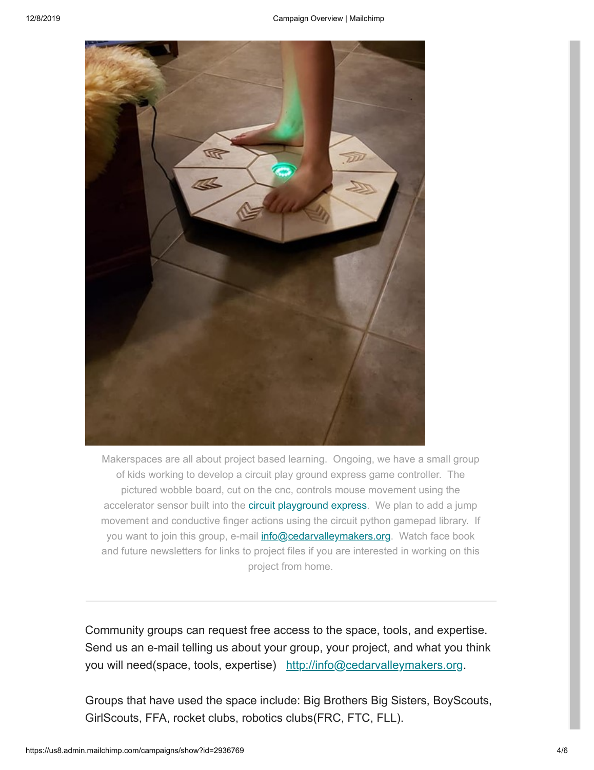Makerspaces are all about project based learning.  Ongoing, we have a small group of kids working to develop a circuit play ground express game controller.  The pictured wobble board, cut on the cnc, controls mouse movement using the accelerator sensor built into the [circuit playground express](). We plan to add a jump movement and conductive finger actions using the circuit python gamepad library.  If you want to join this group, e-mail [info@cedarvalleymakers.org](). Watch face book and future newsletters for links to project files if you are interested in working on this project from home.

---

Community groups can request free access to the space, tools, and expertise. Send us an e-mail telling us about your group, your project, and what you think you will need(space, tools, expertise)   [http://info@cedarvalleymakers.org]().

Groups that have used the space include: Big Brothers Big Sisters, BoyScouts, GirlScouts, FFA, rocket clubs, robotics clubs(FRC, FTC, FLL).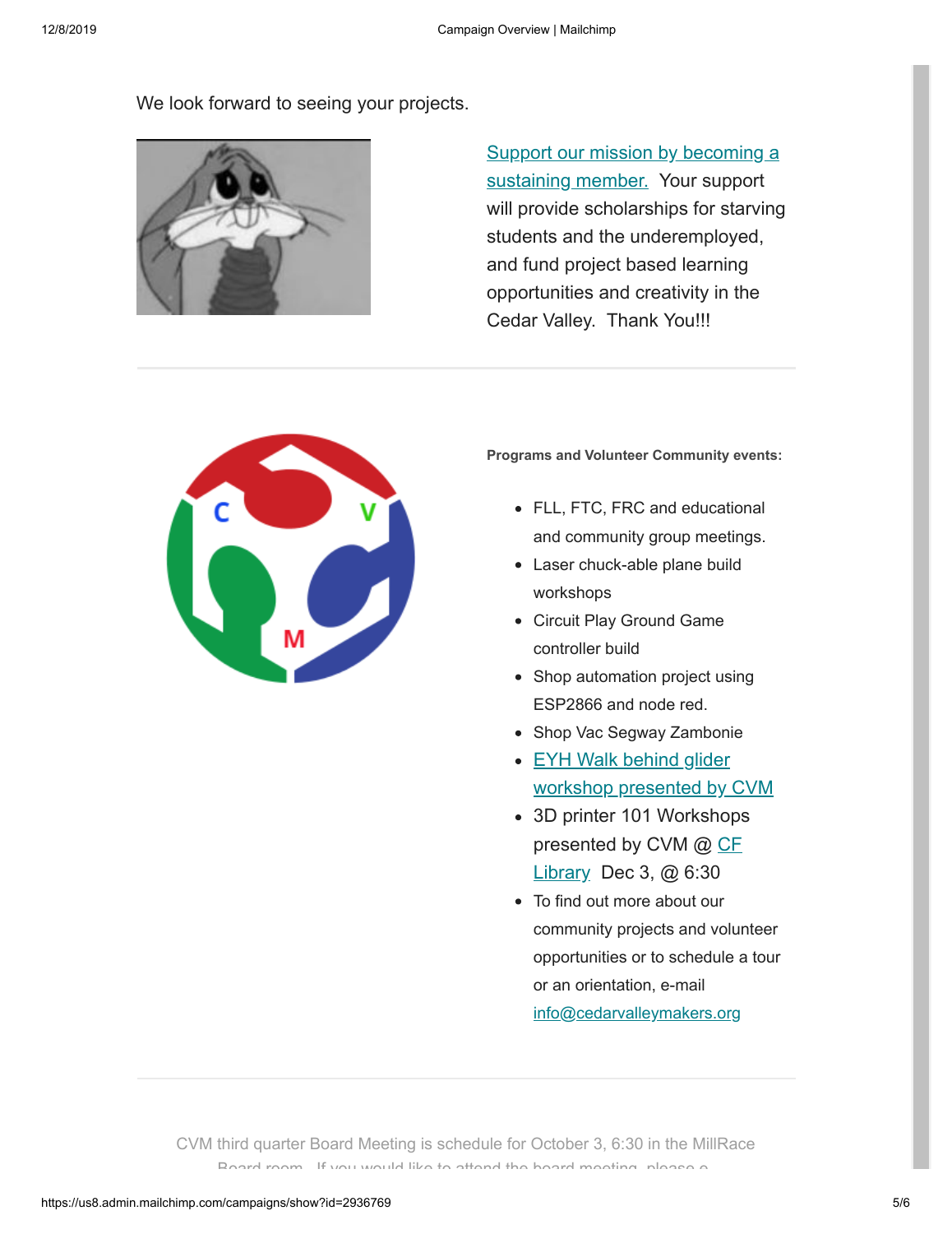We look forward to seeing your projects.

Support our mission by becoming a sustaining member. Your support will provide scholarships for starving students and the underemployed, and fund project based learning opportunities and creativity in the Cedar Valley. Thank You!!!

---

**Programs and Volunteer Community events:**

- FLL, FTC, FRC and educational and community group meetings.
- Laser chuck-able plane build workshops
- Circuit Play Ground Game controller build
- Shop automation project using ESP2866 and node red.
- Shop Vac Segway Zambonie
- EYH Walk behind glider workshop presented by CVM
- 3D printer 101 Workshops presented by CVM @ CF Library Dec 3, @ 6:30
- To find out more about our community projects and volunteer opportunities or to schedule a tour or an orientation, e-mail info@cedarvalleymakers.org

---

CVM third quarter Board Meeting is schedule for October 3, 6:30 in the MillRace Board room. If you would like to attend the board meeting, please e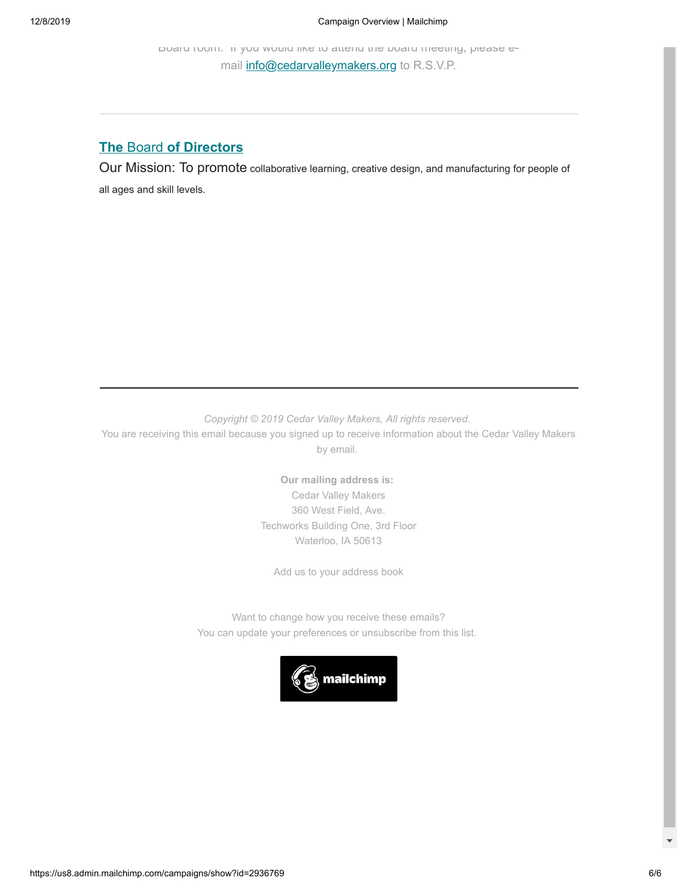Board room. If you would like to attend the board meeting, please e-mail info@cedarvalleymakers.org to R.S.V.P.

---

**The Board of Directors**

Our Mission: To promote collaborative learning, creative design, and manufacturing for people of all ages and skill levels.

---

*Copyright © 2019 Cedar Valley Makers, All rights reserved.*
You are receiving this email because you signed up to receive information about the Cedar Valley Makers by email.

**Our mailing address is:**
Cedar Valley Makers
360 West Field, Ave.
Techworks Building One, 3rd Floor
Waterloo, IA 50613

Add us to your address book

Want to change how you receive these emails?
You can update your preferences or unsubscribe from this list.

mailchimp